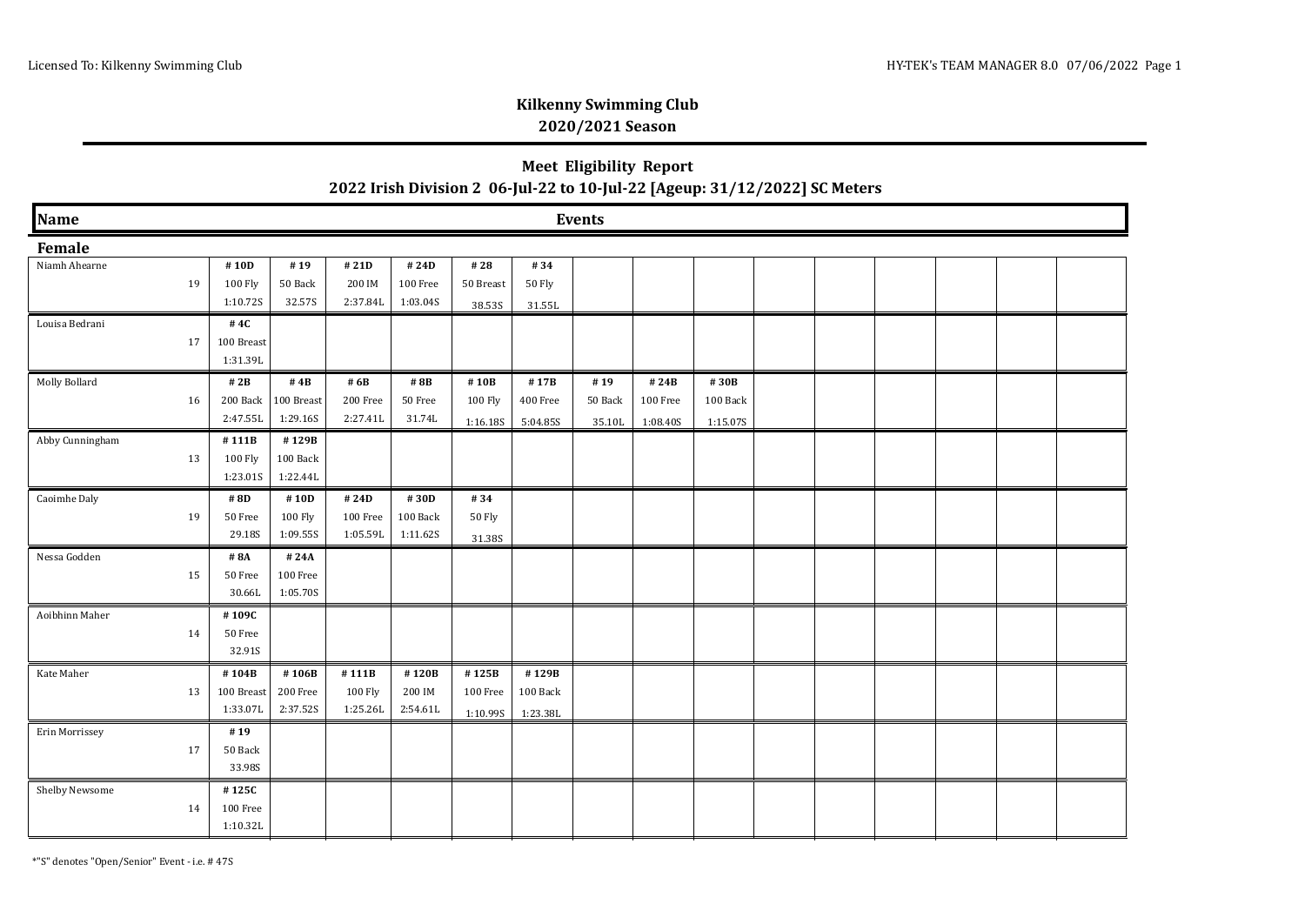## Kilkenny Swimming Club
## 2020/2021 Season

### Meet Eligibility Report
### 2022 Irish Division 2 06-Jul-22 to 10-Jul-22 [Ageup: 31/12/2022] SC Meters

| Name | Age | Events | | | | | | | | |
|---|---|---|---|---|---|---|---|---|---|---|
| **Female** | | | | | | | | | | |
| Niamh Ahearne | 19 | **# 10D**<br>100 Fly<br>1:10.72S | **# 19**<br>50 Back<br>32.57S | **# 21D**<br>200 IM<br>2:37.84L | **# 24D**<br>100 Free<br>1:03.04S | **# 28**<br>50 Breast<br>38.53S | **# 34**<br>50 Fly<br>31.55L | | | |
| Louisa Bedrani | 17 | **# 4C**<br>100 Breast<br>1:31.39L | | | | | | | | |
| Molly Bollard | 16 | **# 2B**<br>200 Back<br>2:47.55L | **# 4B**<br>100 Breast<br>1:29.16S | **# 6B**<br>200 Free<br>2:27.41L | **# 8B**<br>50 Free<br>31.74L | **# 10B**<br>100 Fly<br>1:16.18S | **# 17B**<br>400 Free<br>5:04.85S | **# 19**<br>50 Back<br>35.10L | **# 24B**<br>100 Free<br>1:08.40S | **# 30B**<br>100 Back<br>1:15.07S |
| Abby Cunningham | 13 | **# 111B**<br>100 Fly<br>1:23.01S | **# 129B**<br>100 Back<br>1:22.44L | | | | | | | |
| Caoimhe Daly | 19 | **# 8D**<br>50 Free<br>29.18S | **# 10D**<br>100 Fly<br>1:09.55S | **# 24D**<br>100 Free<br>1:05.59L | **# 30D**<br>100 Back<br>1:11.62S | **# 34**<br>50 Fly<br>31.38S | | | | |
| Nessa Godden | 15 | **# 8A**<br>50 Free<br>30.66L | **# 24A**<br>100 Free<br>1:05.70S | | | | | | | |
| Aoibhinn Maher | 14 | **# 109C**<br>50 Free<br>32.91S | | | | | | | | |
| Kate Maher | 13 | **# 104B**<br>100 Breast<br>1:33.07L | **# 106B**<br>200 Free<br>2:37.52S | **# 111B**<br>100 Fly<br>1:25.26L | **# 120B**<br>200 IM<br>2:54.61L | **# 125B**<br>100 Free<br>1:10.99S | **# 129B**<br>100 Back<br>1:23.38L | | | |
| Erin Morrissey | 17 | **# 19**<br>50 Back<br>33.98S | | | | | | | | |
| Shelby Newsome | 14 | **# 125C**<br>100 Free<br>1:10.32L | | | | | | | | |

*"S" denotes "Open/Senior" Event - i.e. # 47S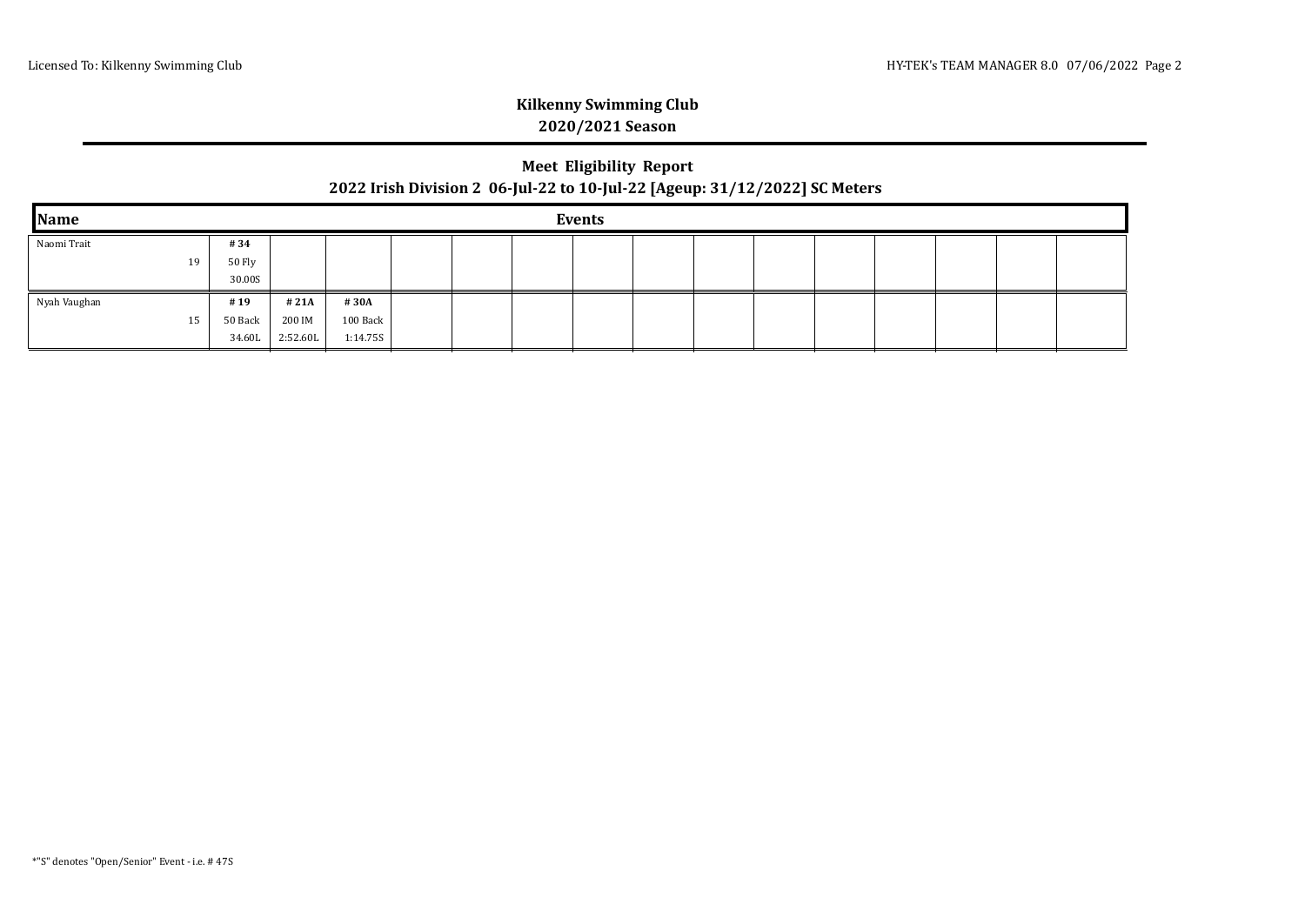## Kilkenny Swimming Club

**2020/2021 Season**

### Meet Eligibility Report

**2022 Irish Division 2 06-Jul-22 to 10-Jul-22 [Ageup: 31/12/2022] SC Meters**

| Name | Age | Events | | |
|---|---|---|---|---|
| Naomi Trait | 19 | **# 34**<br>50 Fly<br>30.00S | | |
| Nyah Vaughan | 15 | **# 19**<br>50 Back<br>34.60L | **# 21A**<br>200 IM<br>2:52.60L | **# 30A**<br>100 Back<br>1:14.75S |

*"S" denotes "Open/Senior" Event - i.e. # 47S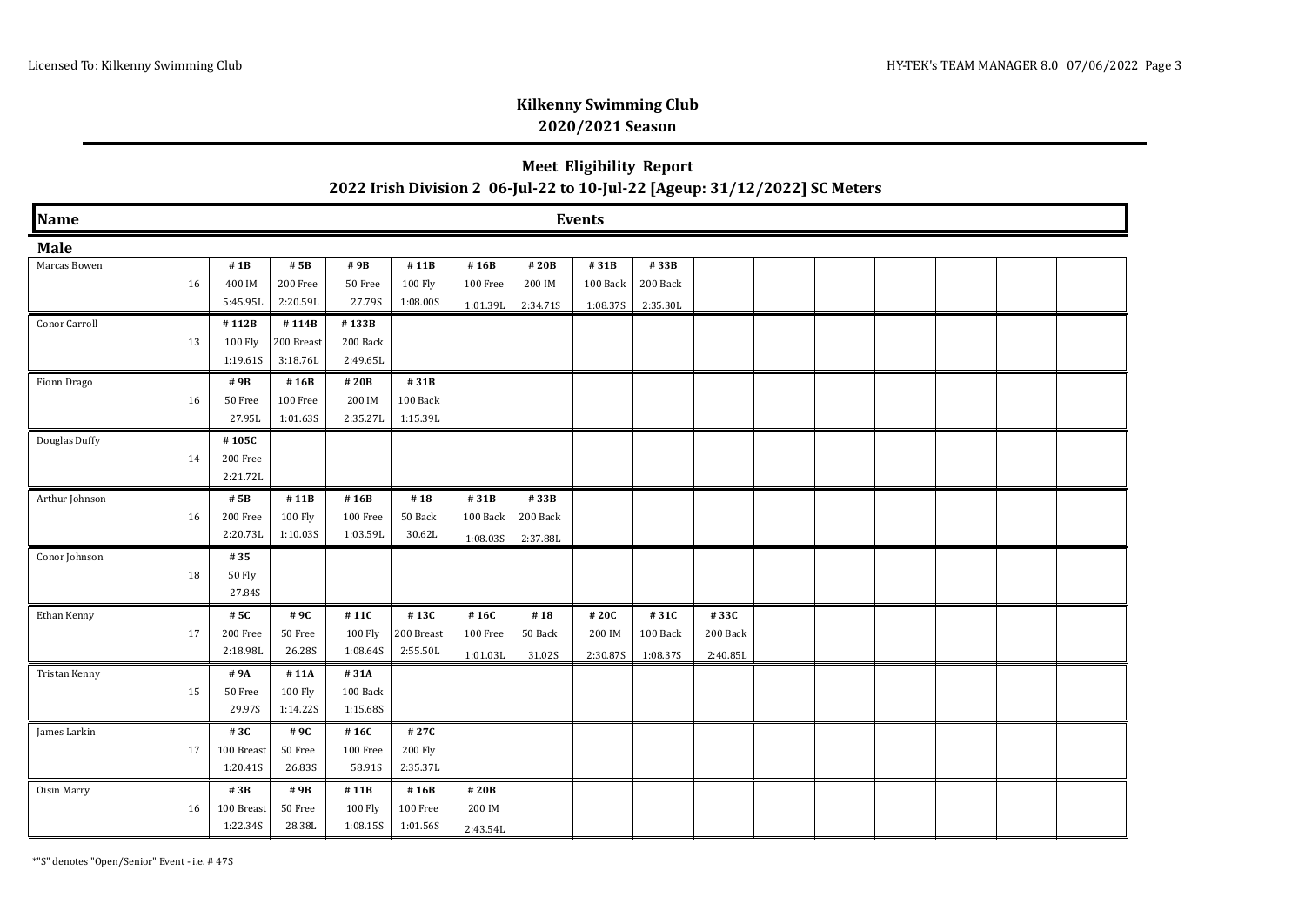Licensed To: Kilkenny Swimming Club

HY-TEK's TEAM MANAGER 8.0 07/06/2022

## Kilkenny Swimming Club

### 2020/2021 Season

## Meet Eligibility Report

### 2022 Irish Division 2 06-Jul-22 to 10-Jul-22 [Ageup: 31/12/2022] SC Meters

| Name | Age | Events | | | | | | | | |
|---|---|---|---|---|---|---|---|---|---|---|
| **Male** | | | | | | | | | | |
| Marcas Bowen | 16 | # 1B<br>400 IM<br>5:45.95L | # 5B<br>200 Free<br>2:20.59L | # 9B<br>50 Free<br>27.79S | # 11B<br>100 Fly<br>1:08.00S | # 16B<br>100 Free<br>1:01.39L | # 20B<br>200 IM<br>2:34.71S | # 31B<br>100 Back<br>1:08.37S | # 33B<br>200 Back<br>2:35.30L | |
| Conor Carroll | 13 | # 112B<br>100 Fly<br>1:19.61S | # 114B<br>200 Breast<br>3:18.76L | # 133B<br>200 Back<br>2:49.65L | | | | | | |
| Fionn Drago | 16 | # 9B<br>50 Free<br>27.95L | # 16B<br>100 Free<br>1:01.63S | # 20B<br>200 IM<br>2:35.27L | # 31B<br>100 Back<br>1:15.39L | | | | | |
| Douglas Duffy | 14 | # 105C<br>200 Free<br>2:21.72L | | | | | | | | |
| Arthur Johnson | 16 | # 5B<br>200 Free<br>2:20.73L | # 11B<br>100 Fly<br>1:10.03S | # 16B<br>100 Free<br>1:03.59L | # 18<br>50 Back<br>30.62L | # 31B<br>100 Back<br>1:08.03S | # 33B<br>200 Back<br>2:37.88L | | | |
| Conor Johnson | 18 | # 35<br>50 Fly<br>27.84S | | | | | | | | |
| Ethan Kenny | 17 | # 5C<br>200 Free<br>2:18.98L | # 9C<br>50 Free<br>26.28S | # 11C<br>100 Fly<br>1:08.64S | # 13C<br>200 Breast<br>2:55.50L | # 16C<br>100 Free<br>1:01.03L | # 18<br>50 Back<br>31.02S | # 20C<br>200 IM<br>2:30.87S | # 31C<br>100 Back<br>1:08.37S | # 33C<br>200 Back<br>2:40.85L |
| Tristan Kenny | 15 | # 9A<br>50 Free<br>29.97S | # 11A<br>100 Fly<br>1:14.22S | # 31A<br>100 Back<br>1:15.68S | | | | | | |
| James Larkin | 17 | # 3C<br>100 Breast<br>1:20.41S | # 9C<br>50 Free<br>26.83S | # 16C<br>100 Free<br>58.91S | # 27C<br>200 Fly<br>2:35.37L | | | | | |
| Oisin Marry | 16 | # 3B<br>100 Breast<br>1:22.34S | # 9B<br>50 Free<br>28.38L | # 11B<br>100 Fly<br>1:08.15S | # 16B<br>100 Free<br>1:01.56S | # 20B<br>200 IM<br>2:43.54L | | | | |

*"S" denotes "Open/Senior" Event - i.e. # 47S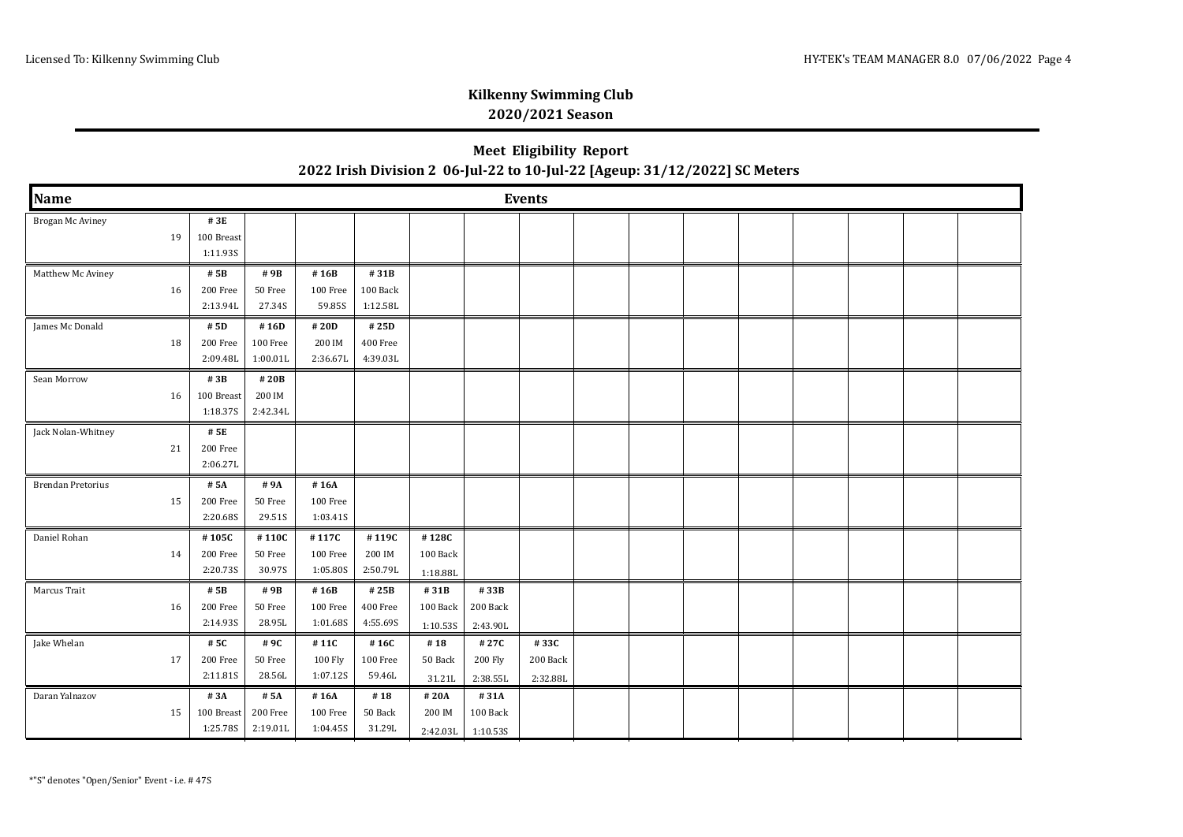## Kilkenny Swimming Club

### 2020/2021 Season

### Meet Eligibility Report

### 2022 Irish Division 2 06-Jul-22 to 10-Jul-22 [Ageup: 31/12/2022] SC Meters

| Name | Age | Events | | | | | | | | | | | | | | |
|---|---|---|---|---|---|---|---|---|---|---|---|---|---|---|---|---|
| Brogan Mc Aviney | 19 | # 3E 100 Breast 1:11.93S | | | | | | | | | | | | | | |
| Matthew Mc Aviney | 16 | # 5B 200 Free 2:13.94L | # 9B 50 Free 27.34S | # 16B 100 Free 59.85S | # 31B 100 Back 1:12.58L | | | | | | | | | | | |
| James Mc Donald | 18 | # 5D 200 Free 2:09.48L | # 16D 100 Free 1:00.01L | # 20D 200 IM 2:36.67L | # 25D 400 Free 4:39.03L | | | | | | | | | | | |
| Sean Morrow | 16 | # 3B 100 Breast 1:18.37S | # 20B 200 IM 2:42.34L | | | | | | | | | | | | | |
| Jack Nolan-Whitney | 21 | # 5E 200 Free 2:06.27L | | | | | | | | | | | | | | |
| Brendan Pretorius | 15 | # 5A 200 Free 2:20.68S | # 9A 50 Free 29.51S | # 16A 100 Free 1:03.41S | | | | | | | | | | | | |
| Daniel Rohan | 14 | # 105C 200 Free 2:20.73S | # 110C 50 Free 30.97S | # 117C 100 Free 1:05.80S | # 119C 200 IM 2:50.79L | # 128C 100 Back 1:18.88L | | | | | | | | | | |
| Marcus Trait | 16 | # 5B 200 Free 2:14.93S | # 9B 50 Free 28.95L | # 16B 100 Free 1:01.68S | # 25B 400 Free 4:55.69S | # 31B 100 Back 1:10.53S | # 33B 200 Back 2:43.90L | | | | | | | | | |
| Jake Whelan | 17 | # 5C 200 Free 2:11.81S | # 9C 50 Free 28.56L | # 11C 100 Fly 1:07.12S | # 16C 100 Free 59.46L | # 18 50 Back 31.21L | # 27C 200 Fly 2:38.55L | # 33C 200 Back 2:32.88L | | | | | | | | |
| Daran Yalnazov | 15 | # 3A 100 Breast 1:25.78S | # 5A 200 Free 2:19.01L | # 16A 100 Free 1:04.45S | # 18 50 Back 31.29L | # 20A 200 IM 2:42.03L | # 31A 100 Back 1:10.53S | | | | | | | | | |

*"S" denotes "Open/Senior" Event - i.e. # 47S